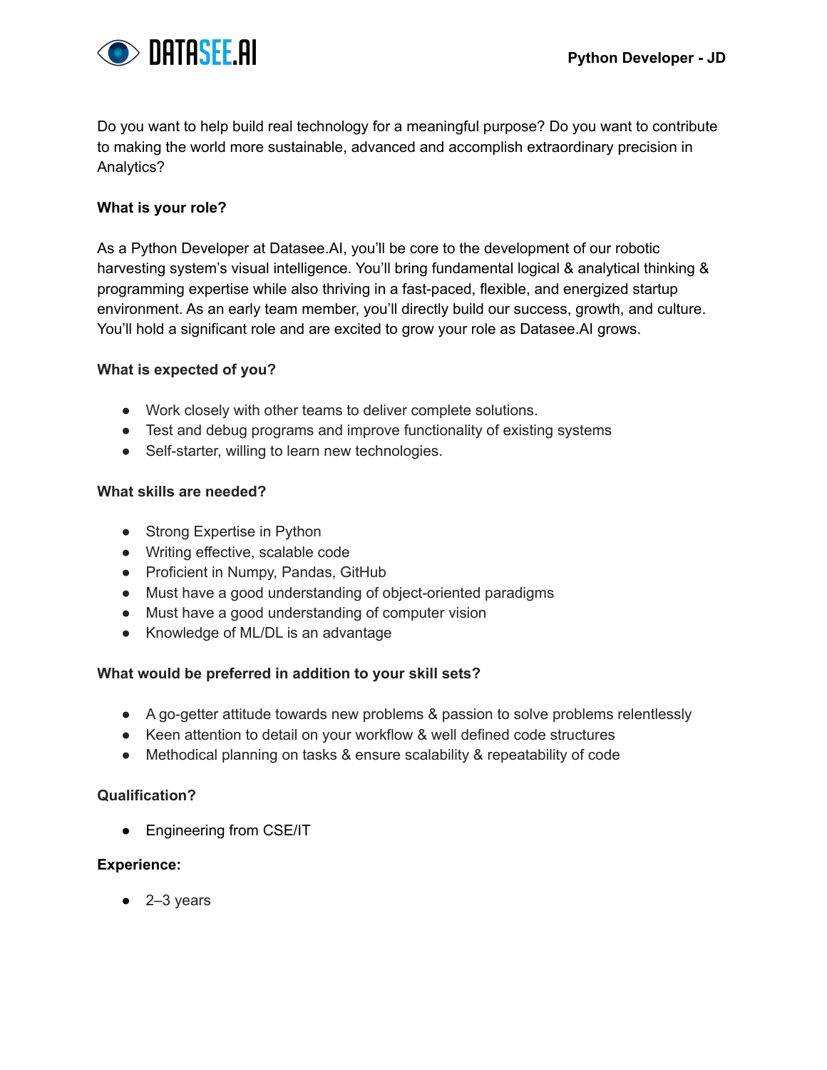# Python Developer - JD

Do you want to help build real technology for a meaningful purpose? Do you want to contribute to making the world more sustainable, advanced and accomplish extraordinary precision in Analytics?

**What is your role?**

As a Python Developer at Datasee.AI, you'll be core to the development of our robotic harvesting system's visual intelligence. You'll bring fundamental logical & analytical thinking & programming expertise while also thriving in a fast-paced, flexible, and energized startup environment. As an early team member, you'll directly build our success, growth, and culture. You'll hold a significant role and are excited to grow your role as Datasee.AI grows.

**What is expected of you?**

- Work closely with other teams to deliver complete solutions.
- Test and debug programs and improve functionality of existing systems
- Self-starter, willing to learn new technologies.

**What skills are needed?**

- Strong Expertise in Python
- Writing effective, scalable code
- Proficient in Numpy, Pandas, GitHub
- Must have a good understanding of object-oriented paradigms
- Must have a good understanding of computer vision
- Knowledge of ML/DL is an advantage

**What would be preferred in addition to your skill sets?**

- A go-getter attitude towards new problems & passion to solve problems relentlessly
- Keen attention to detail on your workflow & well defined code structures
- Methodical planning on tasks & ensure scalability & repeatability of code

**Qualification?**

- Engineering from CSE/IT

**Experience:**

- 2–3 years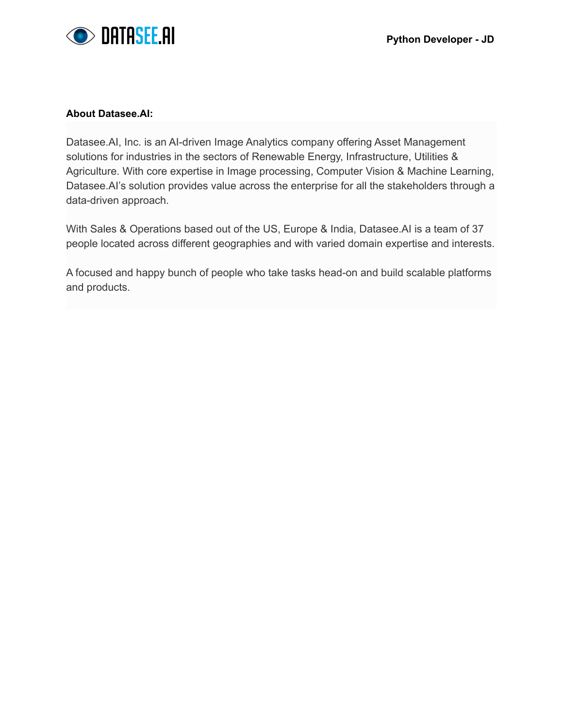**About Datasee.AI:**

Datasee.AI, Inc. is an AI-driven Image Analytics company offering Asset Management solutions for industries in the sectors of Renewable Energy, Infrastructure, Utilities & Agriculture. With core expertise in Image processing, Computer Vision & Machine Learning, Datasee.AI's solution provides value across the enterprise for all the stakeholders through a data-driven approach.

With Sales & Operations based out of the US, Europe & India, Datasee.AI is a team of 37 people located across different geographies and with varied domain expertise and interests.

A focused and happy bunch of people who take tasks head-on and build scalable platforms and products.